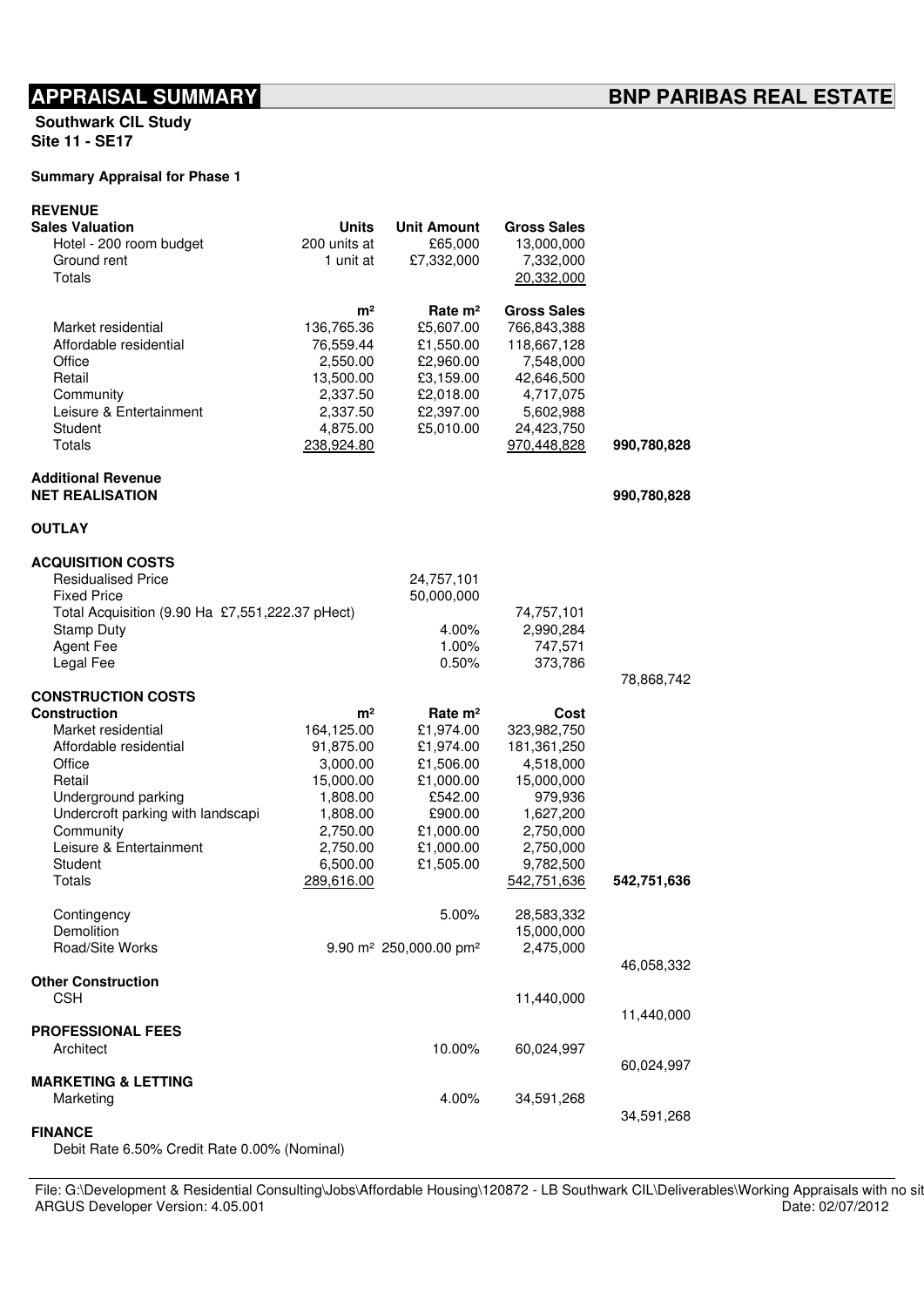# APPRAISAL SUMMARY

**BNP PARIBAS REAL ESTATE**

**Southwark CIL Study**
**Site 11 - SE17**

**Summary Appraisal for Phase 1**

**REVENUE**

| **Sales Valuation** | **Units** | **Unit Amount** | **Gross Sales** | |
|---|---|---|---|---|
| Hotel - 200 room budget | 200 units at | £65,000 | 13,000,000 | |
| Ground rent | 1 unit at | £7,332,000 | 7,332,000 | |
| Totals | | | 20,332,000 | |
| | **m²** | **Rate m²** | **Gross Sales** | |
| Market residential | 136,765.36 | £5,607.00 | 766,843,388 | |
| Affordable residential | 76,559.44 | £1,550.00 | 118,667,128 | |
| Office | 2,550.00 | £2,960.00 | 7,548,000 | |
| Retail | 13,500.00 | £3,159.00 | 42,646,500 | |
| Community | 2,337.50 | £2,018.00 | 4,717,075 | |
| Leisure & Entertainment | 2,337.50 | £2,397.00 | 5,602,988 | |
| Student | 4,875.00 | £5,010.00 | 24,423,750 | |
| Totals | 238,924.80 | | 970,448,828 | **990,780,828** |

**Additional Revenue**

**NET REALISATION** — **990,780,828**

**OUTLAY**

| **ACQUISITION COSTS** | | | |
|---|---|---|---|
| Residualised Price | 24,757,101 | | |
| Fixed Price | 50,000,000 | | |
| Total Acquisition (9.90 Ha £7,551,222.37 pHect) | | 74,757,101 | |
| Stamp Duty | 4.00% | 2,990,284 | |
| Agent Fee | 1.00% | 747,571 | |
| Legal Fee | 0.50% | 373,786 | |
| | | | 78,868,742 |

**CONSTRUCTION COSTS**

| **Construction** | **m²** | **Rate m²** | **Cost** | |
|---|---|---|---|---|
| Market residential | 164,125.00 | £1,974.00 | 323,982,750 | |
| Affordable residential | 91,875.00 | £1,974.00 | 181,361,250 | |
| Office | 3,000.00 | £1,506.00 | 4,518,000 | |
| Retail | 15,000.00 | £1,000.00 | 15,000,000 | |
| Underground parking | 1,808.00 | £542.00 | 979,936 | |
| Undercroft parking with landscapi | 1,808.00 | £900.00 | 1,627,200 | |
| Community | 2,750.00 | £1,000.00 | 2,750,000 | |
| Leisure & Entertainment | 2,750.00 | £1,000.00 | 2,750,000 | |
| Student | 6,500.00 | £1,505.00 | 9,782,500 | |
| Totals | 289,616.00 | | 542,751,636 | **542,751,636** |
| Contingency | | 5.00% | 28,583,332 | |
| Demolition | | | 15,000,000 | |
| Road/Site Works | 9.90 m² | 250,000.00 pm² | 2,475,000 | |
| | | | | 46,058,332 |

| **Other Construction** | | |
|---|---|---|
| CSH | 11,440,000 | |
| | | 11,440,000 |

| **PROFESSIONAL FEES** | | | |
|---|---|---|---|
| Architect | 10.00% | 60,024,997 | |
| | | | 60,024,997 |

| **MARKETING & LETTING** | | | |
|---|---|---|---|
| Marketing | 4.00% | 34,591,268 | |
| | | | 34,591,268 |

**FINANCE**

Debit Rate 6.50% Credit Rate 0.00% (Nominal)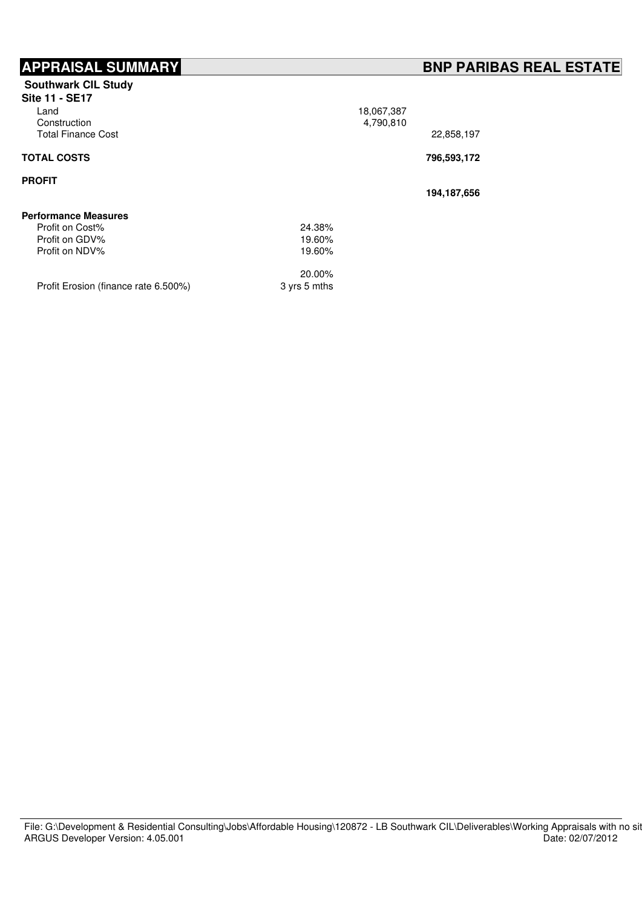# APPRAISAL SUMMARY

**BNP PARIBAS REAL ESTATE**

**Southwark CIL Study**
**Site 11 - SE17**

| | | | |
|---|---|---|---|
| Land | | 18,067,387 | |
| Construction | | 4,790,810 | |
| Total Finance Cost | | | 22,858,197 |
| **TOTAL COSTS** | | | **796,593,172** |
| **PROFIT** | | | |
| | | | **194,187,656** |
| **Performance Measures** | | | |
| Profit on Cost% | 24.38% | | |
| Profit on GDV% | 19.60% | | |
| Profit on NDV% | 19.60% | | |
| | 20.00% | | |
| Profit Erosion (finance rate 6.500%) | 3 yrs 5 mths | | |

File: G:\Development & Residential Consulting\Jobs\Affordable Housing\120872 - LB Southwark CIL\Deliverables\Working Appraisals with no sit
ARGUS Developer Version: 4.05.001
Date: 02/07/2012